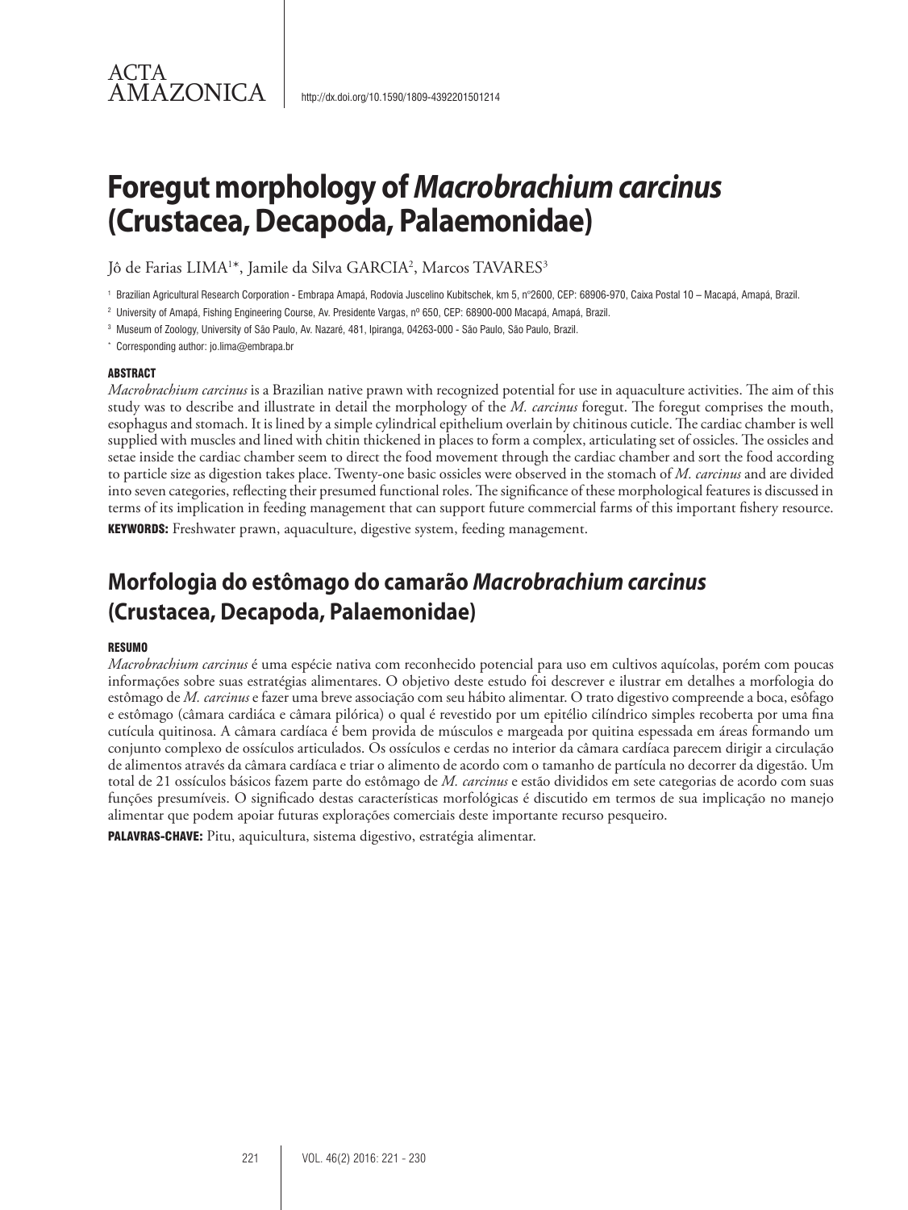ACTA AMAZONICA

http://dx.doi.org/10.1590/1809-4392201501214

# Foregut morphology of *Macrobrachium carcinus* (Crustacea, Decapoda, Palaemonidae)

Jô de Farias LIMA[1]*, Jamile da Silva GARCIA[2], Marcos TAVARES[3]

[1] Brazilian Agricultural Research Corporation - Embrapa Amapá, Rodovia Juscelino Kubitschek, km 5, n°2600, CEP: 68906-970, Caixa Postal 10 – Macapá, Amapá, Brazil.

[2] University of Amapá, Fishing Engineering Course, Av. Presidente Vargas, nº 650, CEP: 68900-000 Macapá, Amapá, Brazil.

[3] Museum of Zoology, University of São Paulo, Av. Nazaré, 481, Ipiranga, 04263-000 - São Paulo, São Paulo, Brazil.

* Corresponding author: jo.lima@embrapa.br

### ABSTRACT

*Macrobrachium carcinus* is a Brazilian native prawn with recognized potential for use in aquaculture activities. The aim of this study was to describe and illustrate in detail the morphology of the *M. carcinus* foregut. The foregut comprises the mouth, esophagus and stomach. It is lined by a simple cylindrical epithelium overlain by chitinous cuticle. The cardiac chamber is well supplied with muscles and lined with chitin thickened in places to form a complex, articulating set of ossicles. The ossicles and setae inside the cardiac chamber seem to direct the food movement through the cardiac chamber and sort the food according to particle size as digestion takes place. Twenty-one basic ossicles were observed in the stomach of *M. carcinus* and are divided into seven categories, reflecting their presumed functional roles. The significance of these morphological features is discussed in terms of its implication in feeding management that can support future commercial farms of this important fishery resource.

**KEYWORDS:** Freshwater prawn, aquaculture, digestive system, feeding management.

# Morfologia do estômago do camarão *Macrobrachium carcinus* (Crustacea, Decapoda, Palaemonidae)

### RESUMO

*Macrobrachium carcinus* é uma espécie nativa com reconhecido potencial para uso em cultivos aquícolas, porém com poucas informações sobre suas estratégias alimentares. O objetivo deste estudo foi descrever e ilustrar em detalhes a morfologia do estômago de *M. carcinus* e fazer uma breve associação com seu hábito alimentar. O trato digestivo compreende a boca, esôfago e estômago (câmara cardiáca e câmara pilórica) o qual é revestido por um epitélio cilíndrico simples recoberta por uma fina cutícula quitinosa. A câmara cardíaca é bem provida de músculos e margeada por quitina espessada em áreas formando um conjunto complexo de ossículos articulados. Os ossículos e cerdas no interior da câmara cardíaca parecem dirigir a circulação de alimentos através da câmara cardíaca e triar o alimento de acordo com o tamanho de partícula no decorrer da digestão. Um total de 21 ossículos básicos fazem parte do estômago de *M. carcinus* e estão divididos em sete categorias de acordo com suas funções presumíveis. O significado destas características morfológicas é discutido em termos de sua implicação no manejo alimentar que podem apoiar futuras explorações comerciais deste importante recurso pesqueiro.

**PALAVRAS-CHAVE:** Pitu, aquicultura, sistema digestivo, estratégia alimentar.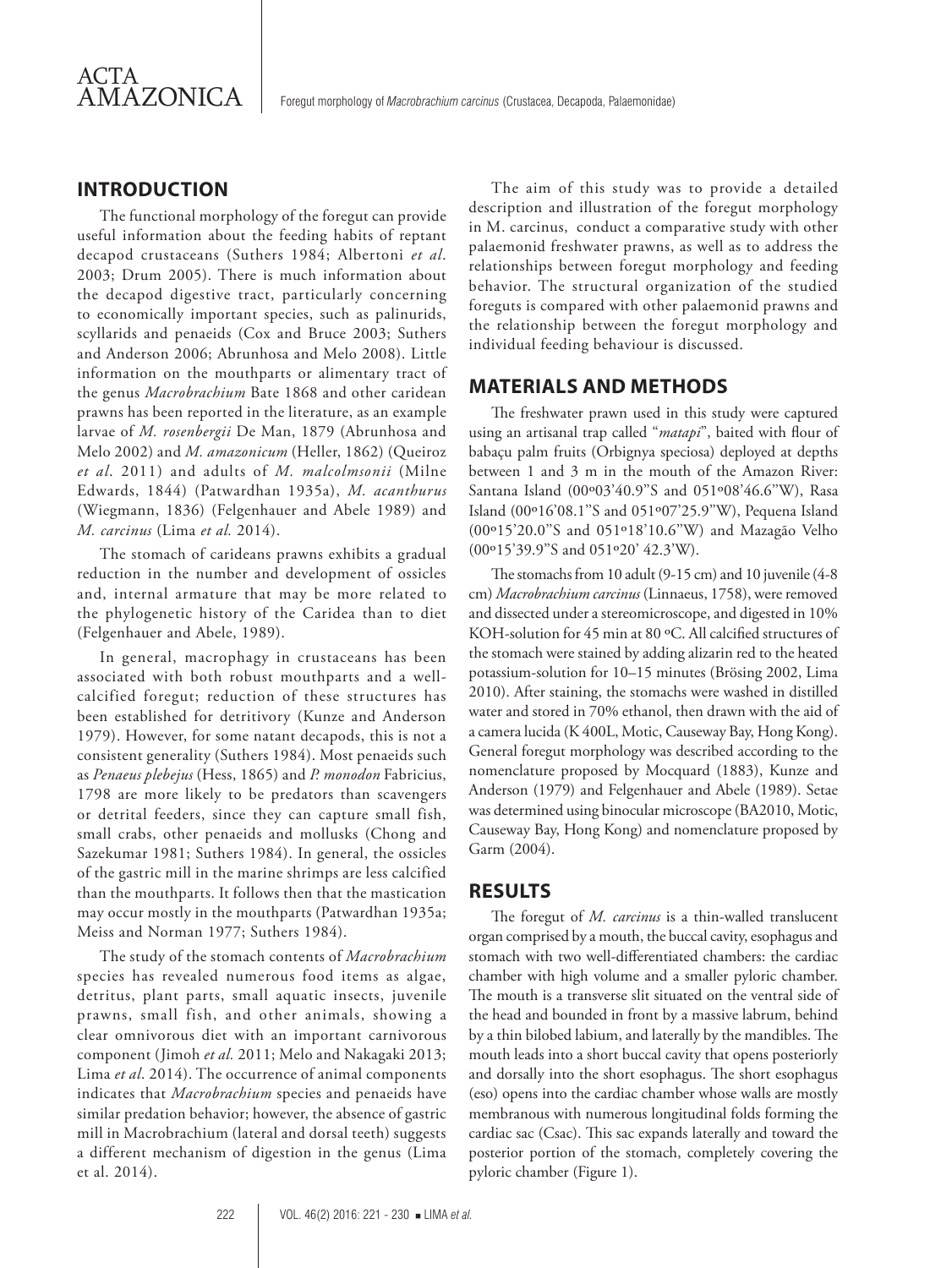## INTRODUCTION

The functional morphology of the foregut can provide useful information about the feeding habits of reptant decapod crustaceans (Suthers 1984; Albertoni *et al*. 2003; Drum 2005). There is much information about the decapod digestive tract, particularly concerning to economically important species, such as palinurids, scyllarids and penaeids (Cox and Bruce 2003; Suthers and Anderson 2006; Abrunhosa and Melo 2008). Little information on the mouthparts or alimentary tract of the genus *Macrobrachium* Bate 1868 and other caridean prawns has been reported in the literature, as an example larvae of *M. rosenbergii* De Man, 1879 (Abrunhosa and Melo 2002) and *M. amazonicum* (Heller, 1862) (Queiroz *et al*. 2011) and adults of *M. malcolmsonii* (Milne Edwards, 1844) (Patwardhan 1935a), *M. acanthurus* (Wiegmann, 1836) (Felgenhauer and Abele 1989) and *M. carcinus* (Lima *et al.* 2014).

The stomach of carideans prawns exhibits a gradual reduction in the number and development of ossicles and, internal armature that may be more related to the phylogenetic history of the Caridea than to diet (Felgenhauer and Abele, 1989).

In general, macrophagy in crustaceans has been associated with both robust mouthparts and a well-calcified foregut; reduction of these structures has been established for detritivory (Kunze and Anderson 1979). However, for some natant decapods, this is not a consistent generality (Suthers 1984). Most penaeids such as *Penaeus plebejus* (Hess, 1865) and *P. monodon* Fabricius, 1798 are more likely to be predators than scavengers or detrital feeders, since they can capture small fish, small crabs, other penaeids and mollusks (Chong and Sazekumar 1981; Suthers 1984). In general, the ossicles of the gastric mill in the marine shrimps are less calcified than the mouthparts. It follows then that the mastication may occur mostly in the mouthparts (Patwardhan 1935a; Meiss and Norman 1977; Suthers 1984).

The study of the stomach contents of *Macrobrachium* species has revealed numerous food items as algae, detritus, plant parts, small aquatic insects, juvenile prawns, small fish, and other animals, showing a clear omnivorous diet with an important carnivorous component (Jimoh *et al.* 2011; Melo and Nakagaki 2013; Lima *et al*. 2014). The occurrence of animal components indicates that *Macrobrachium* species and penaeids have similar predation behavior; however, the absence of gastric mill in Macrobrachium (lateral and dorsal teeth) suggests a different mechanism of digestion in the genus (Lima et al. 2014).

The aim of this study was to provide a detailed description and illustration of the foregut morphology in M. carcinus, conduct a comparative study with other palaemonid freshwater prawns, as well as to address the relationships between foregut morphology and feeding behavior. The structural organization of the studied foreguts is compared with other palaemonid prawns and the relationship between the foregut morphology and individual feeding behaviour is discussed.

## MATERIALS AND METHODS

The freshwater prawn used in this study were captured using an artisanal trap called "*matapi*", baited with flour of babaçu palm fruits (Orbignya speciosa) deployed at depths between 1 and 3 m in the mouth of the Amazon River: Santana Island (00º03'40.9"S and 051º08'46.6"W), Rasa Island (00º16'08.1"S and 051º07'25.9"W), Pequena Island (00º15'20.0"S and 051º18'10.6"W) and Mazagão Velho (00º15'39.9"S and 051º20' 42.3'W).

The stomachs from 10 adult (9-15 cm) and 10 juvenile (4-8 cm) *Macrobrachium carcinus* (Linnaeus, 1758), were removed and dissected under a stereomicroscope, and digested in 10% KOH-solution for 45 min at 80 ºC. All calcified structures of the stomach were stained by adding alizarin red to the heated potassium-solution for 10–15 minutes (Brösing 2002, Lima 2010). After staining, the stomachs were washed in distilled water and stored in 70% ethanol, then drawn with the aid of a camera lucida (K 400L, Motic, Causeway Bay, Hong Kong). General foregut morphology was described according to the nomenclature proposed by Mocquard (1883), Kunze and Anderson (1979) and Felgenhauer and Abele (1989). Setae was determined using binocular microscope (BA2010, Motic, Causeway Bay, Hong Kong) and nomenclature proposed by Garm (2004).

## RESULTS

The foregut of *M. carcinus* is a thin-walled translucent organ comprised by a mouth, the buccal cavity, esophagus and stomach with two well-differentiated chambers: the cardiac chamber with high volume and a smaller pyloric chamber. The mouth is a transverse slit situated on the ventral side of the head and bounded in front by a massive labrum, behind by a thin bilobed labium, and laterally by the mandibles. The mouth leads into a short buccal cavity that opens posteriorly and dorsally into the short esophagus. The short esophagus (eso) opens into the cardiac chamber whose walls are mostly membranous with numerous longitudinal folds forming the cardiac sac (Csac). This sac expands laterally and toward the posterior portion of the stomach, completely covering the pyloric chamber (Figure 1).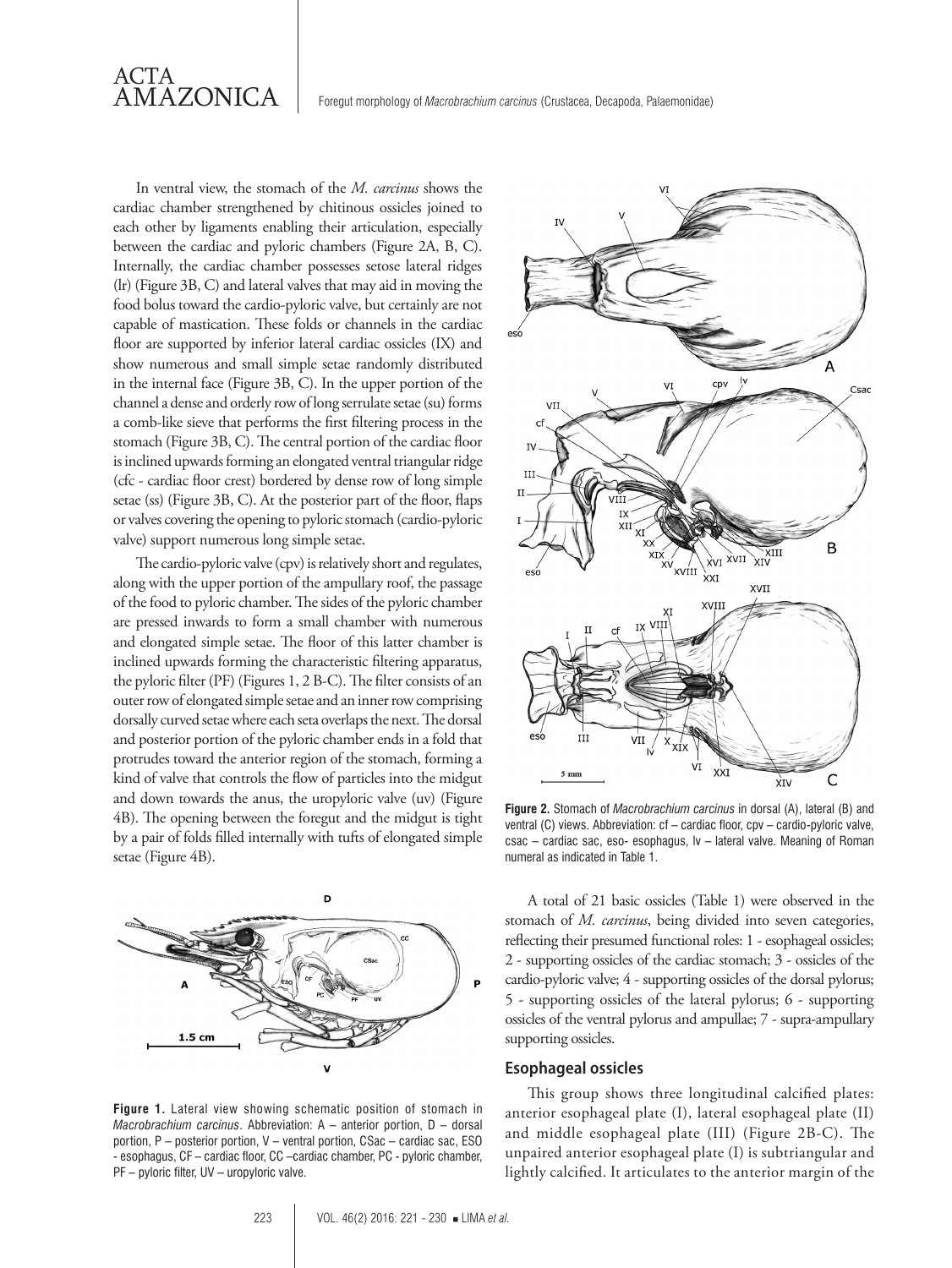In ventral view, the stomach of the *M. carcinus* shows the cardiac chamber strengthened by chitinous ossicles joined to each other by ligaments enabling their articulation, especially between the cardiac and pyloric chambers (Figure 2A, B, C). Internally, the cardiac chamber possesses setose lateral ridges (lr) (Figure 3B, C) and lateral valves that may aid in moving the food bolus toward the cardio-pyloric valve, but certainly are not capable of mastication. These folds or channels in the cardiac floor are supported by inferior lateral cardiac ossicles (IX) and show numerous and small simple setae randomly distributed in the internal face (Figure 3B, C). In the upper portion of the channel a dense and orderly row of long serrulate setae (su) forms a comb-like sieve that performs the first filtering process in the stomach (Figure 3B, C). The central portion of the cardiac floor is inclined upwards forming an elongated ventral triangular ridge (cfc - cardiac floor crest) bordered by dense row of long simple setae (ss) (Figure 3B, C). At the posterior part of the floor, flaps or valves covering the opening to pyloric stomach (cardio-pyloric valve) support numerous long simple setae.

The cardio-pyloric valve (cpv) is relatively short and regulates, along with the upper portion of the ampullary roof, the passage of the food to pyloric chamber. The sides of the pyloric chamber are pressed inwards to form a small chamber with numerous and elongated simple setae. The floor of this latter chamber is inclined upwards forming the characteristic filtering apparatus, the pyloric filter (PF) (Figures 1, 2 B-C). The filter consists of an outer row of elongated simple setae and an inner row comprising dorsally curved setae where each seta overlaps the next. The dorsal and posterior portion of the pyloric chamber ends in a fold that protrudes toward the anterior region of the stomach, forming a kind of valve that controls the flow of particles into the midgut and down towards the anus, the uropyloric valve (uv) (Figure 4B). The opening between the foregut and the midgut is tight by a pair of folds filled internally with tufts of elongated simple setae (Figure 4B).

D
CC
CSac
ESO
CF
PC
PF
UV
A
P
1.5 cm
V

**Figure 1.** Lateral view showing schematic position of stomach in *Macrobrachium carcinus*. Abbreviation: A – anterior portion, D – dorsal portion, P – posterior portion, V – ventral portion, CSac – cardiac sac, ESO - esophagus, CF – cardiac floor, CC –cardiac chamber, PC - pyloric chamber, PF – pyloric filter, UV – uropyloric valve.

VI
IV
V
eso
A

V
VI
cpv
lv
Csac
VII
cf
IV
III
II
I
VIII
IX
XII
XI
XX
XIX
XV
XVIII
XVI
XVII
XIV
XIII
XXI
eso
B

XVII
XVIII
XI
I
II
cf
IX
VIII
eso
III
VII
lv
X
XIX
VI
XXI
XIV
5 mm
C

**Figure 2.** Stomach of *Macrobrachium carcinus* in dorsal (A), lateral (B) and ventral (C) views. Abbreviation: cf – cardiac floor, cpv – cardio-pyloric valve, csac – cardiac sac, eso- esophagus, lv – lateral valve. Meaning of Roman numeral as indicated in Table 1.

A total of 21 basic ossicles (Table 1) were observed in the stomach of *M. carcinus*, being divided into seven categories, reflecting their presumed functional roles: 1 - esophageal ossicles; 2 - supporting ossicles of the cardiac stomach; 3 - ossicles of the cardio-pyloric valve; 4 - supporting ossicles of the dorsal pylorus; 5 - supporting ossicles of the lateral pylorus; 6 - supporting ossicles of the ventral pylorus and ampullae; 7 - supra-ampullary supporting ossicles.

### Esophageal ossicles

This group shows three longitudinal calcified plates: anterior esophageal plate (I), lateral esophageal plate (II) and middle esophageal plate (III) (Figure 2B-C). The unpaired anterior esophageal plate (I) is subtriangular and lightly calcified. It articulates to the anterior margin of the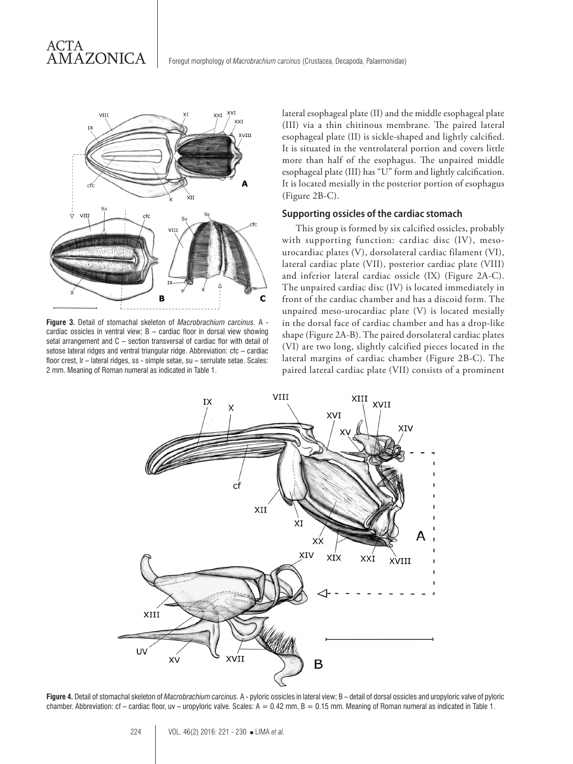**Figure 3.** Detail of stomachal skeleton of *Macrobrachium carcinus.* A - cardiac ossicles in ventral view; B – cardiac floor in dorsal view showing setal arrangement and C – section transversal of cardiac flor with detail of setose lateral ridges and ventral triangular ridge. Abbreviation: cfc – cardiac floor crest, lr – lateral ridges, ss - simple setae, su – serrulate setae. Scales: 2 mm. Meaning of Roman numeral as indicated in Table 1.

lateral esophageal plate (II) and the middle esophageal plate (III) via a thin chitinous membrane. The paired lateral esophageal plate (II) is sickle-shaped and lightly calcified. It is situated in the ventrolateral portion and covers little more than half of the esophagus. The unpaired middle esophageal plate (III) has "U" form and lightly calcification. It is located mesially in the posterior portion of esophagus (Figure 2B-C).

### Supporting ossicles of the cardiac stomach

This group is formed by six calcified ossicles, probably with supporting function: cardiac disc (IV), meso-urocardiac plates (V), dorsolateral cardiac filament (VI), lateral cardiac plate (VII), posterior cardiac plate (VIII) and inferior lateral cardiac ossicle (IX) (Figure 2A-C). The unpaired cardiac disc (IV) is located immediately in front of the cardiac chamber and has a discoid form. The unpaired meso-urocardiac plate (V) is located mesially in the dorsal face of cardiac chamber and has a drop-like shape (Figure 2A-B). The paired dorsolateral cardiac plates (VI) are two long, slightly calcified pieces located in the lateral margins of cardiac chamber (Figure 2B-C). The paired lateral cardiac plate (VII) consists of a prominent

**Figure 4.** Detail of stomachal skeleton of *Macrobrachium carcinus.* A - pyloric ossicles in lateral view; B – detail of dorsal ossicles and uropyloric valve of pyloric chamber. Abbreviation: cf – cardiac floor, uv – uropyloric valve. Scales: A = 0.42 mm, B = 0.15 mm. Meaning of Roman numeral as indicated in Table 1.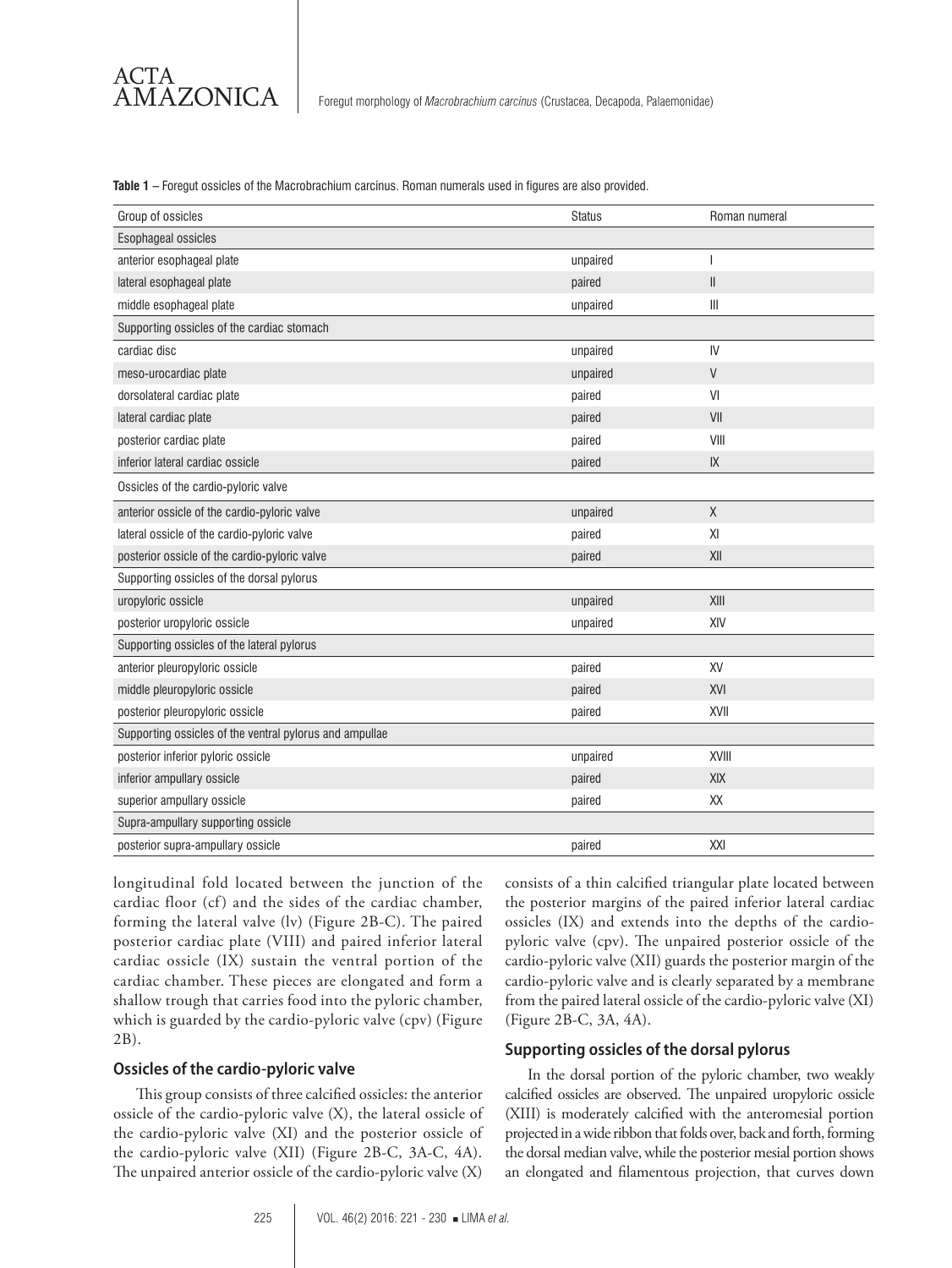**Table 1** – Foregut ossicles of the Macrobrachium carcinus. Roman numerals used in figures are also provided.

| Group of ossicles | Status | Roman numeral |
|---|---|---|
| Esophageal ossicles | | |
| anterior esophageal plate | unpaired | I |
| lateral esophageal plate | paired | II |
| middle esophageal plate | unpaired | III |
| Supporting ossicles of the cardiac stomach | | |
| cardiac disc | unpaired | IV |
| meso-urocardiac plate | unpaired | V |
| dorsolateral cardiac plate | paired | VI |
| lateral cardiac plate | paired | VII |
| posterior cardiac plate | paired | VIII |
| inferior lateral cardiac ossicle | paired | IX |
| Ossicles of the cardio-pyloric valve | | |
| anterior ossicle of the cardio-pyloric valve | unpaired | X |
| lateral ossicle of the cardio-pyloric valve | paired | XI |
| posterior ossicle of the cardio-pyloric valve | paired | XII |
| Supporting ossicles of the dorsal pylorus | | |
| uropyloric ossicle | unpaired | XIII |
| posterior uropyloric ossicle | unpaired | XIV |
| Supporting ossicles of the lateral pylorus | | |
| anterior pleuropyloric ossicle | paired | XV |
| middle pleuropyloric ossicle | paired | XVI |
| posterior pleuropyloric ossicle | paired | XVII |
| Supporting ossicles of the ventral pylorus and ampullae | | |
| posterior inferior pyloric ossicle | unpaired | XVIII |
| inferior ampullary ossicle | paired | XIX |
| superior ampullary ossicle | paired | XX |
| Supra-ampullary supporting ossicle | | |
| posterior supra-ampullary ossicle | paired | XXI |

longitudinal fold located between the junction of the cardiac floor (cf) and the sides of the cardiac chamber, forming the lateral valve (lv) (Figure 2B-C). The paired posterior cardiac plate (VIII) and paired inferior lateral cardiac ossicle (IX) sustain the ventral portion of the cardiac chamber. These pieces are elongated and form a shallow trough that carries food into the pyloric chamber, which is guarded by the cardio-pyloric valve (cpv) (Figure 2B).

### Ossicles of the cardio-pyloric valve

This group consists of three calcified ossicles: the anterior ossicle of the cardio-pyloric valve (X), the lateral ossicle of the cardio-pyloric valve (XI) and the posterior ossicle of the cardio-pyloric valve (XII) (Figure 2B-C, 3A-C, 4A). The unpaired anterior ossicle of the cardio-pyloric valve (X) consists of a thin calcified triangular plate located between the posterior margins of the paired inferior lateral cardiac ossicles (IX) and extends into the depths of the cardio-pyloric valve (cpv). The unpaired posterior ossicle of the cardio-pyloric valve (XII) guards the posterior margin of the cardio-pyloric valve and is clearly separated by a membrane from the paired lateral ossicle of the cardio-pyloric valve (XI) (Figure 2B-C, 3A, 4A).

### Supporting ossicles of the dorsal pylorus

In the dorsal portion of the pyloric chamber, two weakly calcified ossicles are observed. The unpaired uropyloric ossicle (XIII) is moderately calcified with the anteromesial portion projected in a wide ribbon that folds over, back and forth, forming the dorsal median valve, while the posterior mesial portion shows an elongated and filamentous projection, that curves down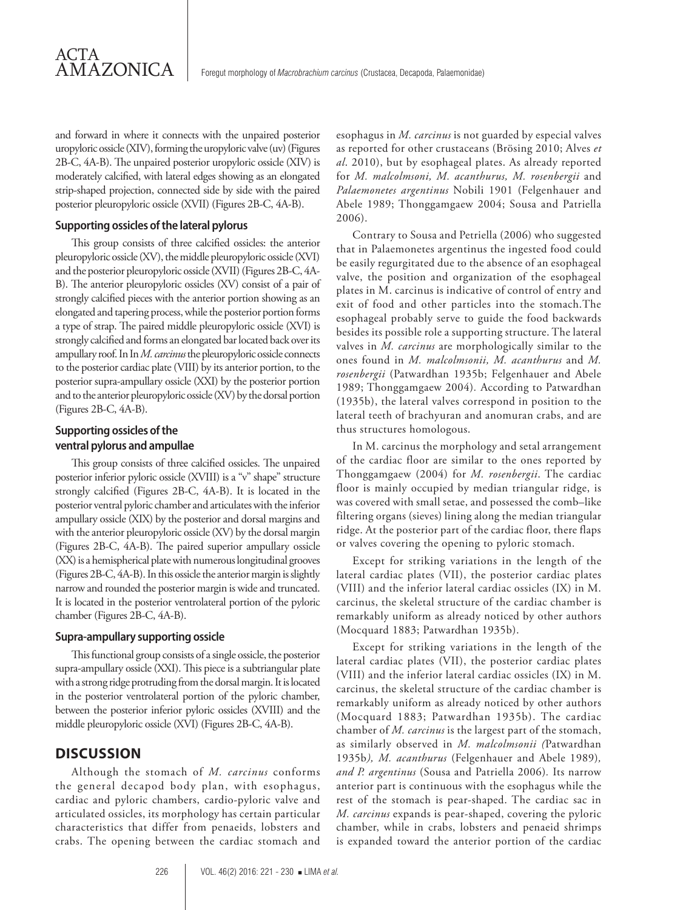and forward in where it connects with the unpaired posterior uropyloric ossicle (XIV), forming the uropyloric valve (uv) (Figures 2B-C, 4A-B). The unpaired posterior uropyloric ossicle (XIV) is moderately calcified, with lateral edges showing as an elongated strip-shaped projection, connected side by side with the paired posterior pleuropyloric ossicle (XVII) (Figures 2B-C, 4A-B).

### Supporting ossicles of the lateral pylorus

This group consists of three calcified ossicles: the anterior pleuropyloric ossicle (XV), the middle pleuropyloric ossicle (XVI) and the posterior pleuropyloric ossicle (XVII) (Figures 2B-C, 4A-B). The anterior pleuropyloric ossicles (XV) consist of a pair of strongly calcified pieces with the anterior portion showing as an elongated and tapering process, while the posterior portion forms a type of strap. The paired middle pleuropyloric ossicle (XVI) is strongly calcified and forms an elongated bar located back over its ampullary roof. In In *M. carcinus* the pleuropyloric ossicle connects to the posterior cardiac plate (VIII) by its anterior portion, to the posterior supra-ampullary ossicle (XXI) by the posterior portion and to the anterior pleuropyloric ossicle (XV) by the dorsal portion (Figures 2B-C, 4A-B).

### Supporting ossicles of the ventral pylorus and ampullae

This group consists of three calcified ossicles. The unpaired posterior inferior pyloric ossicle (XVIII) is a "v" shape" structure strongly calcified (Figures 2B-C, 4A-B). It is located in the posterior ventral pyloric chamber and articulates with the inferior ampullary ossicle (XIX) by the posterior and dorsal margins and with the anterior pleuropyloric ossicle (XV) by the dorsal margin (Figures 2B-C, 4A-B). The paired superior ampullary ossicle (XX) is a hemispherical plate with numerous longitudinal grooves (Figures 2B-C, 4A-B). In this ossicle the anterior margin is slightly narrow and rounded the posterior margin is wide and truncated. It is located in the posterior ventrolateral portion of the pyloric chamber (Figures 2B-C, 4A-B).

### Supra-ampullary supporting ossicle

This functional group consists of a single ossicle, the posterior supra-ampullary ossicle (XXI). This piece is a subtriangular plate with a strong ridge protruding from the dorsal margin. It is located in the posterior ventrolateral portion of the pyloric chamber, between the posterior inferior pyloric ossicles (XVIII) and the middle pleuropyloric ossicle (XVI) (Figures 2B-C, 4A-B).

## DISCUSSION

Although the stomach of *M. carcinus* conforms the general decapod body plan, with esophagus, cardiac and pyloric chambers, cardio-pyloric valve and articulated ossicles, its morphology has certain particular characteristics that differ from penaeids, lobsters and crabs. The opening between the cardiac stomach and esophagus in *M. carcinus* is not guarded by especial valves as reported for other crustaceans (Brösing 2010; Alves *et al*. 2010), but by esophageal plates. As already reported for *M. malcolmsoni, M. acanthurus, M. rosenbergii* and *Palaemonetes argentinus* Nobili 1901 (Felgenhauer and Abele 1989; Thonggamgaew 2004; Sousa and Patriella 2006).

Contrary to Sousa and Petriella (2006) who suggested that in Palaemonetes argentinus the ingested food could be easily regurgitated due to the absence of an esophageal valve, the position and organization of the esophageal plates in M. carcinus is indicative of control of entry and exit of food and other particles into the stomach.The esophageal probably serve to guide the food backwards besides its possible role a supporting structure. The lateral valves in *M. carcinus* are morphologically similar to the ones found in *M. malcolmsonii, M. acanthurus* and *M. rosenbergii* (Patwardhan 1935b; Felgenhauer and Abele 1989; Thonggamgaew 2004). According to Patwardhan (1935b), the lateral valves correspond in position to the lateral teeth of brachyuran and anomuran crabs, and are thus structures homologous.

In M. carcinus the morphology and setal arrangement of the cardiac floor are similar to the ones reported by Thonggamgaew (2004) for *M. rosenbergii*. The cardiac floor is mainly occupied by median triangular ridge, is was covered with small setae, and possessed the comb–like filtering organs (sieves) lining along the median triangular ridge. At the posterior part of the cardiac floor, there flaps or valves covering the opening to pyloric stomach.

Except for striking variations in the length of the lateral cardiac plates (VII), the posterior cardiac plates (VIII) and the inferior lateral cardiac ossicles (IX) in M. carcinus, the skeletal structure of the cardiac chamber is remarkably uniform as already noticed by other authors (Mocquard 1883; Patwardhan 1935b).

Except for striking variations in the length of the lateral cardiac plates (VII), the posterior cardiac plates (VIII) and the inferior lateral cardiac ossicles (IX) in M. carcinus, the skeletal structure of the cardiac chamber is remarkably uniform as already noticed by other authors (Mocquard 1883; Patwardhan 1935b). The cardiac chamber of *M. carcinus* is the largest part of the stomach, as similarly observed in *M. malcolmsonii (*Patwardhan 1935b*), M. acanthurus* (Felgenhauer and Abele 1989)*, and P. argentinus* (Sousa and Patriella 2006). Its narrow anterior part is continuous with the esophagus while the rest of the stomach is pear-shaped. The cardiac sac in *M. carcinus* expands is pear-shaped, covering the pyloric chamber, while in crabs, lobsters and penaeid shrimps is expanded toward the anterior portion of the cardiac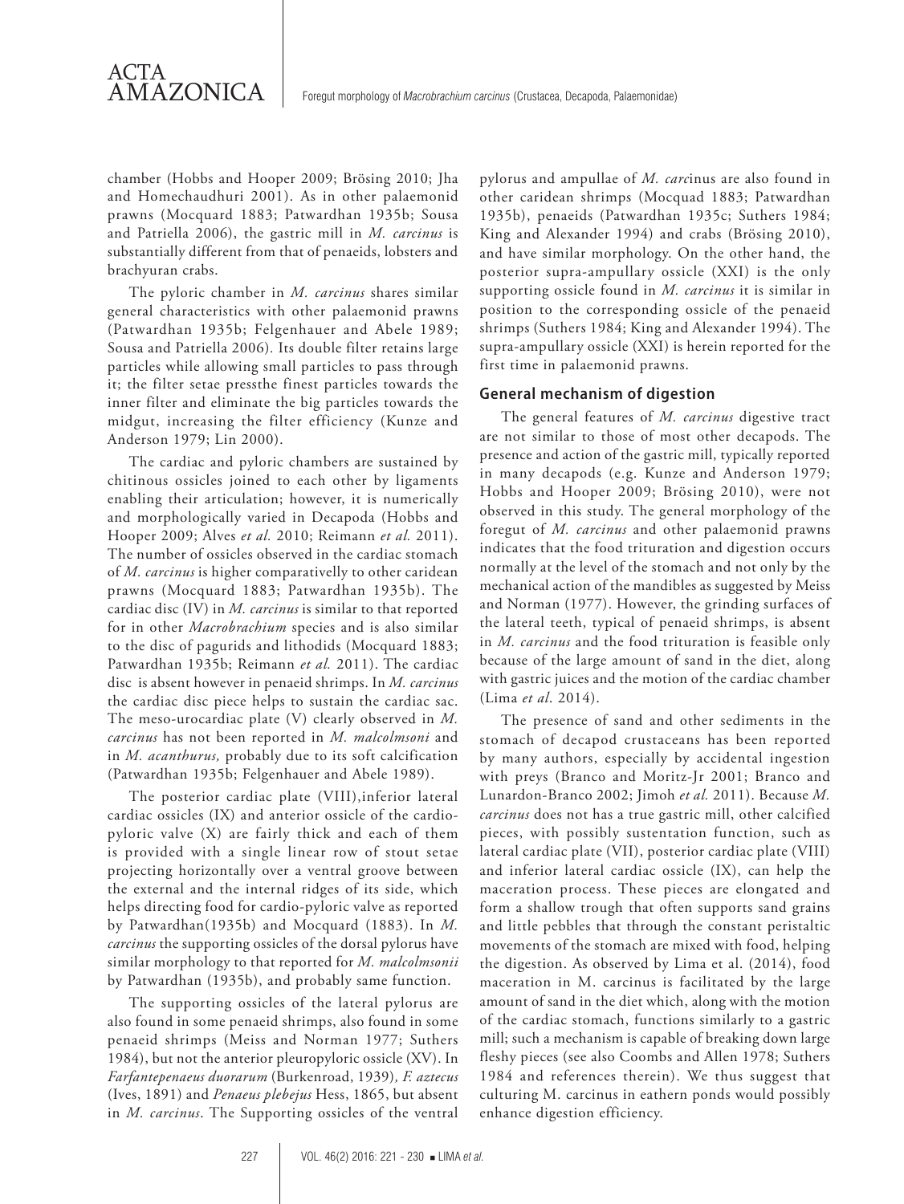chamber (Hobbs and Hooper 2009; Brösing 2010; Jha and Homechaudhuri 2001). As in other palaemonid prawns (Mocquard 1883; Patwardhan 1935b; Sousa and Patriella 2006), the gastric mill in *M. carcinus* is substantially different from that of penaeids, lobsters and brachyuran crabs.

The pyloric chamber in *M. carcinus* shares similar general characteristics with other palaemonid prawns (Patwardhan 1935b; Felgenhauer and Abele 1989; Sousa and Patriella 2006). Its double filter retains large particles while allowing small particles to pass through it; the filter setae pressthe finest particles towards the inner filter and eliminate the big particles towards the midgut, increasing the filter efficiency (Kunze and Anderson 1979; Lin 2000).

The cardiac and pyloric chambers are sustained by chitinous ossicles joined to each other by ligaments enabling their articulation; however, it is numerically and morphologically varied in Decapoda (Hobbs and Hooper 2009; Alves *et al.* 2010; Reimann *et al.* 2011). The number of ossicles observed in the cardiac stomach of *M. carcinus* is higher comparativelly to other caridean prawns (Mocquard 1883; Patwardhan 1935b). The cardiac disc (IV) in *M. carcinus* is similar to that reported for in other *Macrobrachium* species and is also similar to the disc of pagurids and lithodids (Mocquard 1883; Patwardhan 1935b; Reimann *et al.* 2011). The cardiac disc is absent however in penaeid shrimps. In *M. carcinus* the cardiac disc piece helps to sustain the cardiac sac. The meso-urocardiac plate (V) clearly observed in *M. carcinus* has not been reported in *M. malcolmsoni* and in *M. acanthurus,* probably due to its soft calcification (Patwardhan 1935b; Felgenhauer and Abele 1989).

The posterior cardiac plate (VIII),inferior lateral cardiac ossicles (IX) and anterior ossicle of the cardio-pyloric valve (X) are fairly thick and each of them is provided with a single linear row of stout setae projecting horizontally over a ventral groove between the external and the internal ridges of its side, which helps directing food for cardio-pyloric valve as reported by Patwardhan(1935b) and Mocquard (1883). In *M. carcinus* the supporting ossicles of the dorsal pylorus have similar morphology to that reported for *M. malcolmsonii* by Patwardhan (1935b), and probably same function.

The supporting ossicles of the lateral pylorus are also found in some penaeid shrimps, also found in some penaeid shrimps (Suthers 1984), but not the anterior pleuropyloric ossicle (XV). In *Farfantepenaeus duorarum* (Burkenroad, 1939)*, F. aztecus* (Ives, 1891) and *Penaeus plebejus* Hess, 1865, but absent in *M. carcinus*. The Supporting ossicles of the ventral pylorus and ampullae of *M. carc*inus are also found in other caridean shrimps (Mocquad 1883; Patwardhan 1935b), penaeids (Patwardhan 1935c; Suthers 1984; King and Alexander 1994) and crabs (Brösing 2010), and have similar morphology. On the other hand, the posterior supra-ampullary ossicle (XXI) is the only supporting ossicle found in *M. carcinus* it is similar in position to the corresponding ossicle of the penaeid shrimps (Suthers 1984; King and Alexander 1994). The supra-ampullary ossicle (XXI) is herein reported for the first time in palaemonid prawns.

## General mechanism of digestion

The general features of *M. carcinus* digestive tract are not similar to those of most other decapods. The presence and action of the gastric mill, typically reported in many decapods (e.g. Kunze and Anderson 1979; Hobbs and Hooper 2009; Brösing 2010), were not observed in this study. The general morphology of the foregut of *M. carcinus* and other palaemonid prawns indicates that the food trituration and digestion occurs normally at the level of the stomach and not only by the mechanical action of the mandibles as suggested by Meiss and Norman (1977). However, the grinding surfaces of the lateral teeth, typical of penaeid shrimps, is absent in *M. carcinus* and the food trituration is feasible only because of the large amount of sand in the diet, along with gastric juices and the motion of the cardiac chamber (Lima *et al*. 2014).

The presence of sand and other sediments in the stomach of decapod crustaceans has been reported by many authors, especially by accidental ingestion with preys (Branco and Moritz-Jr 2001; Branco and Lunardon-Branco 2002; Jimoh *et al.* 2011). Because *M. carcinus* does not has a true gastric mill, other calcified pieces, with possibly sustentation function, such as lateral cardiac plate (VII), posterior cardiac plate (VIII) and inferior lateral cardiac ossicle (IX), can help the maceration process. These pieces are elongated and form a shallow trough that often supports sand grains and little pebbles that through the constant peristaltic movements of the stomach are mixed with food, helping the digestion. As observed by Lima et al. (2014), food maceration in M. carcinus is facilitated by the large amount of sand in the diet which, along with the motion of the cardiac stomach, functions similarly to a gastric mill; such a mechanism is capable of breaking down large fleshy pieces (see also Coombs and Allen 1978; Suthers 1984 and references therein). We thus suggest that culturing M. carcinus in eathern ponds would possibly enhance digestion efficiency.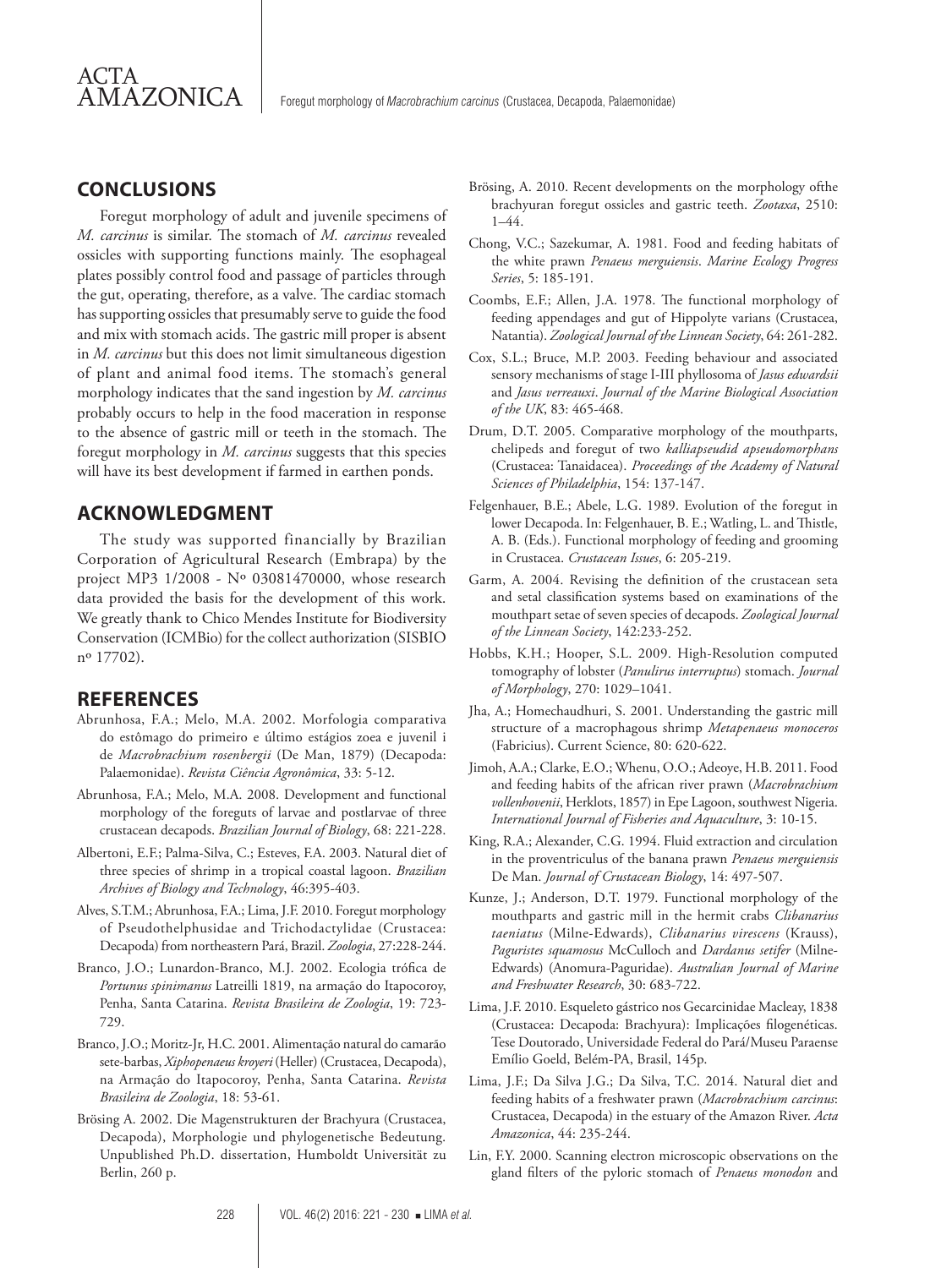## CONCLUSIONS

Foregut morphology of adult and juvenile specimens of *M. carcinus* is similar. The stomach of *M. carcinus* revealed ossicles with supporting functions mainly. The esophageal plates possibly control food and passage of particles through the gut, operating, therefore, as a valve. The cardiac stomach has supporting ossicles that presumably serve to guide the food and mix with stomach acids. The gastric mill proper is absent in *M. carcinus* but this does not limit simultaneous digestion of plant and animal food items. The stomach's general morphology indicates that the sand ingestion by *M. carcinus* probably occurs to help in the food maceration in response to the absence of gastric mill or teeth in the stomach. The foregut morphology in *M. carcinus* suggests that this species will have its best development if farmed in earthen ponds.

## ACKNOWLEDGMENT

The study was supported financially by Brazilian Corporation of Agricultural Research (Embrapa) by the project MP3 1/2008 - Nº 03081470000, whose research data provided the basis for the development of this work. We greatly thank to Chico Mendes Institute for Biodiversity Conservation (ICMBio) for the collect authorization (SISBIO nº 17702).

## REFERENCES

Abrunhosa, F.A.; Melo, M.A. 2002. Morfologia comparativa do estômago do primeiro e último estágios zoea e juvenil i de *Macrobrachium rosenbergii* (De Man, 1879) (Decapoda: Palaemonidae). *Revista Ciência Agronômica*, 33: 5-12.

Abrunhosa, F.A.; Melo, M.A. 2008. Development and functional morphology of the foreguts of larvae and postlarvae of three crustacean decapods. *Brazilian Journal of Biology*, 68: 221-228.

Albertoni, E.F.; Palma-Silva, C.; Esteves, F.A. 2003. Natural diet of three species of shrimp in a tropical coastal lagoon. *Brazilian Archives of Biology and Technology*, 46:395-403.

Alves, S.T.M.; Abrunhosa, F.A.; Lima, J.F. 2010. Foregut morphology of Pseudothelphusidae and Trichodactylidae (Crustacea: Decapoda) from northeastern Pará, Brazil. *Zoologia*, 27:228-244.

Branco, J.O.; Lunardon-Branco, M.J. 2002. Ecologia trófica de *Portunus spinimanus* Latreilli 1819, na armação do Itapocoroy, Penha, Santa Catarina. *Revista Brasileira de Zoologia*, 19: 723-729.

Branco, J.O.; Moritz-Jr, H.C. 2001. Alimentação natural do camarão sete-barbas, *Xiphopenaeus kroyeri* (Heller) (Crustacea, Decapoda), na Armação do Itapocoroy, Penha, Santa Catarina. *Revista Brasileira de Zoologia*, 18: 53-61.

Brösing A. 2002. Die Magenstrukturen der Brachyura (Crustacea, Decapoda), Morphologie und phylogenetische Bedeutung. Unpublished Ph.D. dissertation, Humboldt Universität zu Berlin, 260 p.

Brösing, A. 2010. Recent developments on the morphology ofthe brachyuran foregut ossicles and gastric teeth. *Zootaxa*, 2510: 1–44.

Chong, V.C.; Sazekumar, A. 1981. Food and feeding habitats of the white prawn *Penaeus merguiensis*. *Marine Ecology Progress Series*, 5: 185-191.

Coombs, E.F.; Allen, J.A. 1978. The functional morphology of feeding appendages and gut of Hippolyte varians (Crustacea, Natantia). *Zoological Journal of the Linnean Society*, 64: 261-282.

Cox, S.L.; Bruce, M.P. 2003. Feeding behaviour and associated sensory mechanisms of stage I-III phyllosoma of *Jasus edwardsii* and *Jasus verreauxi*. *Journal of the Marine Biological Association of the UK*, 83: 465-468.

Drum, D.T. 2005. Comparative morphology of the mouthparts, chelipeds and foregut of two *kalliapseudid apseudomorphans* (Crustacea: Tanaidacea). *Proceedings of the Academy of Natural Sciences of Philadelphia*, 154: 137-147.

Felgenhauer, B.E.; Abele, L.G. 1989. Evolution of the foregut in lower Decapoda. In: Felgenhauer, B. E.; Watling, L. and Thistle, A. B. (Eds.). Functional morphology of feeding and grooming in Crustacea. *Crustacean Issues*, 6: 205-219.

Garm, A. 2004. Revising the definition of the crustacean seta and setal classification systems based on examinations of the mouthpart setae of seven species of decapods. *Zoological Journal of the Linnean Society*, 142:233-252.

Hobbs, K.H.; Hooper, S.L. 2009. High-Resolution computed tomography of lobster (*Panulirus interruptus*) stomach. *Journal of Morphology*, 270: 1029–1041.

Jha, A.; Homechaudhuri, S. 2001. Understanding the gastric mill structure of a macrophagous shrimp *Metapenaeus monoceros* (Fabricius). Current Science, 80: 620-622.

Jimoh, A.A.; Clarke, E.O.; Whenu, O.O.; Adeoye, H.B. 2011. Food and feeding habits of the african river prawn (*Macrobrachium vollenhovenii*, Herklots, 1857) in Epe Lagoon, southwest Nigeria. *International Journal of Fisheries and Aquaculture*, 3: 10-15.

King, R.A.; Alexander, C.G. 1994. Fluid extraction and circulation in the proventriculus of the banana prawn *Penaeus merguiensis* De Man. *Journal of Crustacean Biology*, 14: 497-507.

Kunze, J.; Anderson, D.T. 1979. Functional morphology of the mouthparts and gastric mill in the hermit crabs *Clibanarius taeniatus* (Milne-Edwards), *Clibanarius virescens* (Krauss), *Paguristes squamosus* McCulloch and *Dardanus setifer* (Milne-Edwards) (Anomura-Paguridae). *Australian Journal of Marine and Freshwater Research*, 30: 683-722.

Lima, J.F. 2010. Esqueleto gástrico nos Gecarcinidae Macleay, 1838 (Crustacea: Decapoda: Brachyura): Implicações filogenéticas. Tese Doutorado, Universidade Federal do Pará/Museu Paraense Emílio Goeld, Belém-PA, Brasil, 145p.

Lima, J.F.; Da Silva J.G.; Da Silva, T.C. 2014. Natural diet and feeding habits of a freshwater prawn (*Macrobrachium carcinus*: Crustacea, Decapoda) in the estuary of the Amazon River. *Acta Amazonica*, 44: 235-244.

Lin, F.Y. 2000. Scanning electron microscopic observations on the gland filters of the pyloric stomach of *Penaeus monodon* and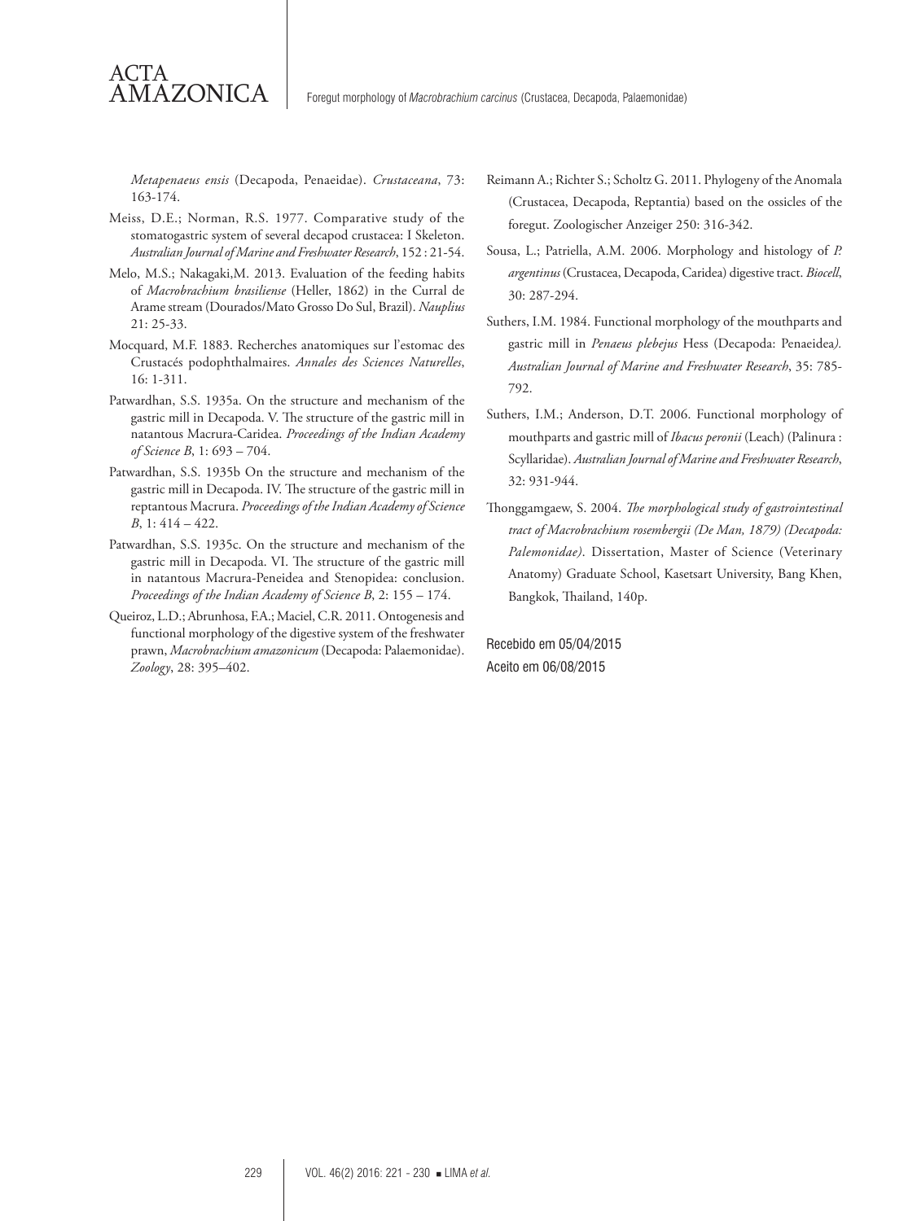*Metapenaeus ensis* (Decapoda, Penaeidae). *Crustaceana*, 73: 163-174.

Meiss, D.E.; Norman, R.S. 1977. Comparative study of the stomatogastric system of several decapod crustacea: I Skeleton. *Australian Journal of Marine and Freshwater Research*, 152 : 21-54.

Melo, M.S.; Nakagaki,M. 2013. Evaluation of the feeding habits of *Macrobrachium brasiliense* (Heller, 1862) in the Curral de Arame stream (Dourados/Mato Grosso Do Sul, Brazil). *Nauplius* 21: 25-33.

Mocquard, M.F. 1883. Recherches anatomiques sur l'estomac des Crustacés podophthalmaires. *Annales des Sciences Naturelles*, 16: 1-311.

Patwardhan, S.S. 1935a. On the structure and mechanism of the gastric mill in Decapoda. V. The structure of the gastric mill in natantous Macrura-Caridea. *Proceedings of the Indian Academy of Science B*, 1: 693 – 704.

Patwardhan, S.S. 1935b On the structure and mechanism of the gastric mill in Decapoda. IV. The structure of the gastric mill in reptantous Macrura. *Proceedings of the Indian Academy of Science B*, 1: 414 – 422.

Patwardhan, S.S. 1935c. On the structure and mechanism of the gastric mill in Decapoda. VI. The structure of the gastric mill in natantous Macrura-Peneidea and Stenopidea: conclusion. *Proceedings of the Indian Academy of Science B*, 2: 155 – 174.

Queiroz, L.D.; Abrunhosa, F.A.; Maciel, C.R. 2011. Ontogenesis and functional morphology of the digestive system of the freshwater prawn, *Macrobrachium amazonicum* (Decapoda: Palaemonidae). *Zoology*, 28: 395–402.

Reimann A.; Richter S.; Scholtz G. 2011. Phylogeny of the Anomala (Crustacea, Decapoda, Reptantia) based on the ossicles of the foregut. Zoologischer Anzeiger 250: 316-342.

Sousa, L.; Patriella, A.M. 2006. Morphology and histology of *P. argentinus* (Crustacea, Decapoda, Caridea) digestive tract. *Biocell*, 30: 287-294.

Suthers, I.M. 1984. Functional morphology of the mouthparts and gastric mill in *Penaeus plebejus* Hess (Decapoda: Penaeidea*). Australian Journal of Marine and Freshwater Research*, 35: 785-792.

Suthers, I.M.; Anderson, D.T. 2006. Functional morphology of mouthparts and gastric mill of *Ibacus peronii* (Leach) (Palinura : Scyllaridae). *Australian Journal of Marine and Freshwater Research*, 32: 931-944.

Thonggamgaew, S. 2004. *The morphological study of gastrointestinal tract of Macrobrachium rosembergii (De Man, 1879) (Decapoda: Palemonidae)*. Dissertation, Master of Science (Veterinary Anatomy) Graduate School, Kasetsart University, Bang Khen, Bangkok, Thailand, 140p.

Recebido em 05/04/2015
Aceito em 06/08/2015